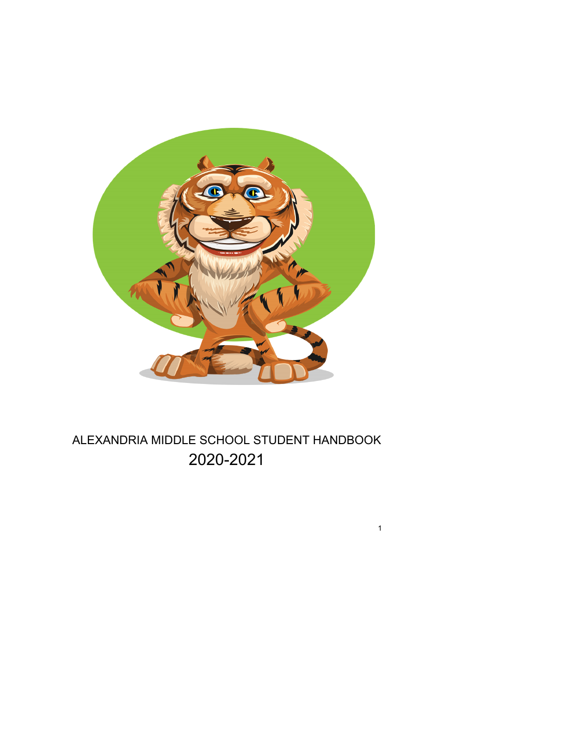# ALEXANDRIA MIDDLE SCHOOL STUDENT HANDBOOK

## 2020-2021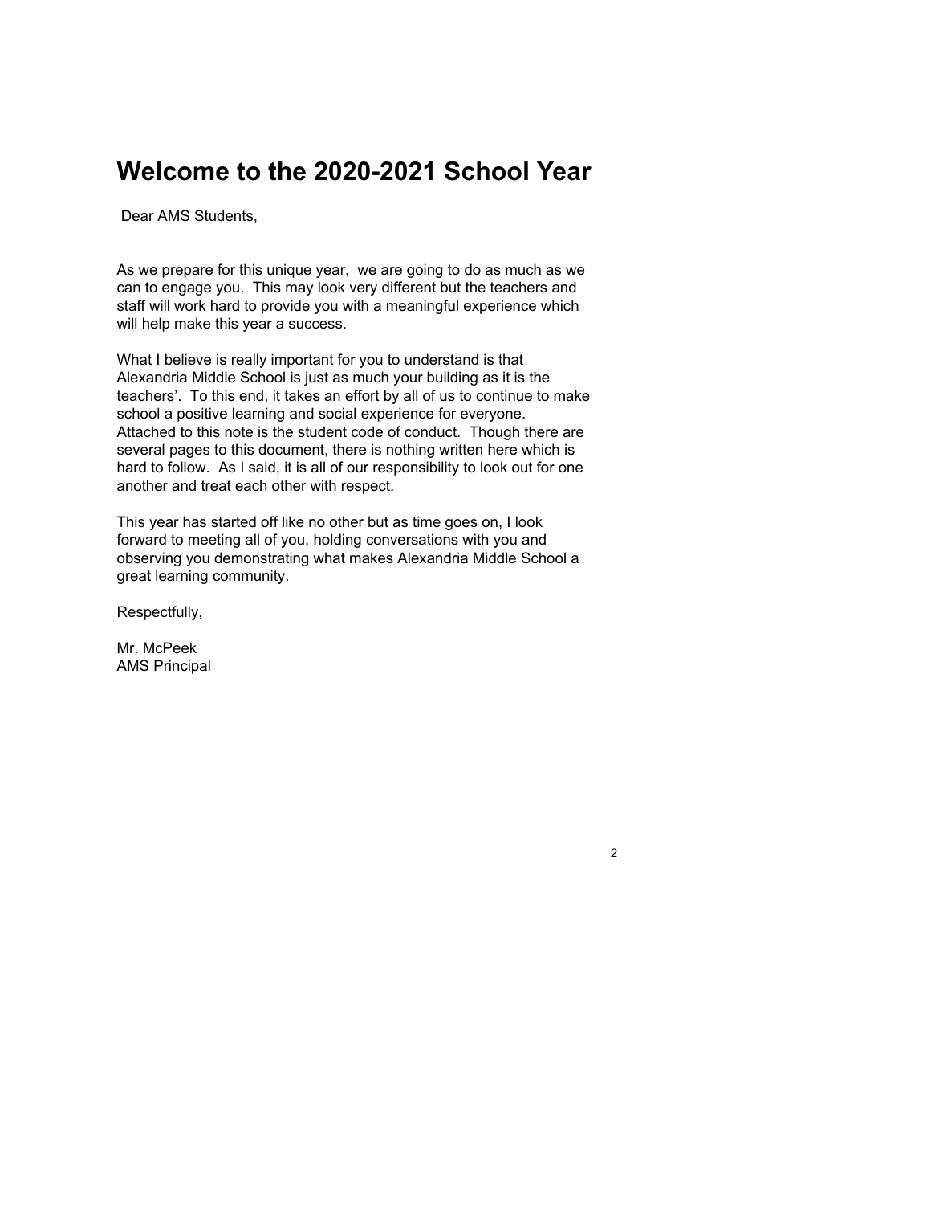# Welcome to the 2020-2021 School Year

Dear AMS Students,

As we prepare for this unique year, we are going to do as much as we can to engage you. This may look very different but the teachers and staff will work hard to provide you with a meaningful experience which will help make this year a success.

What I believe is really important for you to understand is that Alexandria Middle School is just as much your building as it is the teachers'. To this end, it takes an effort by all of us to continue to make school a positive learning and social experience for everyone. Attached to this note is the student code of conduct. Though there are several pages to this document, there is nothing written here which is hard to follow. As I said, it is all of our responsibility to look out for one another and treat each other with respect.

This year has started off like no other but as time goes on, I look forward to meeting all of you, holding conversations with you and observing you demonstrating what makes Alexandria Middle School a great learning community.

Respectfully,

Mr. McPeek
AMS Principal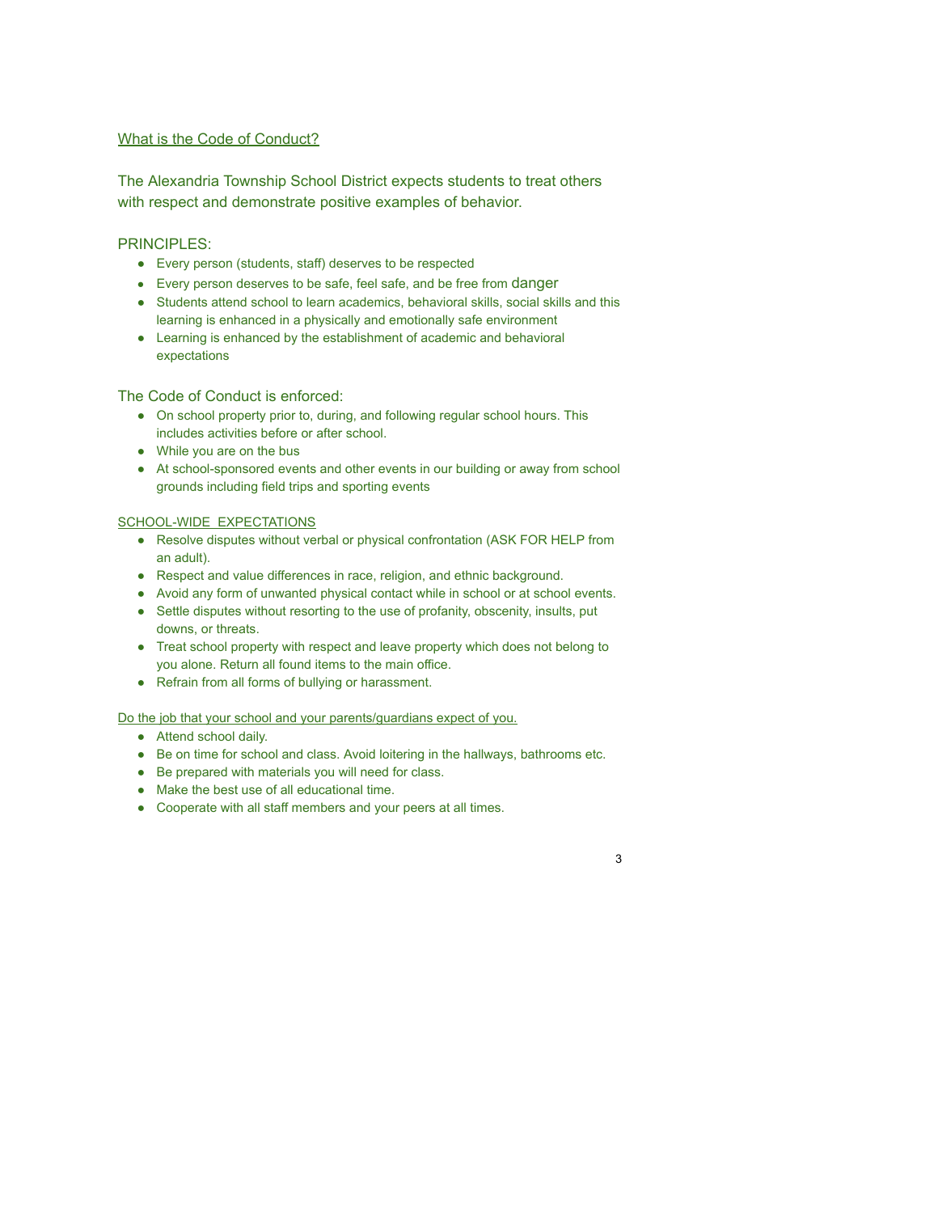## What is the Code of Conduct?

The Alexandria Township School District expects students to treat others with respect and demonstrate positive examples of behavior.

### PRINCIPLES:

- Every person (students, staff) deserves to be respected
- Every person deserves to be safe, feel safe, and be free from danger
- Students attend school to learn academics, behavioral skills, social skills and this learning is enhanced in a physically and emotionally safe environment
- Learning is enhanced by the establishment of academic and behavioral expectations

### The Code of Conduct is enforced:

- On school property prior to, during, and following regular school hours. This includes activities before or after school.
- While you are on the bus
- At school-sponsored events and other events in our building or away from school grounds including field trips and sporting events

### SCHOOL-WIDE EXPECTATIONS

- Resolve disputes without verbal or physical confrontation (ASK FOR HELP from an adult).
- Respect and value differences in race, religion, and ethnic background.
- Avoid any form of unwanted physical contact while in school or at school events.
- Settle disputes without resorting to the use of profanity, obscenity, insults, put downs, or threats.
- Treat school property with respect and leave property which does not belong to you alone. Return all found items to the main office.
- Refrain from all forms of bullying or harassment.

### Do the job that your school and your parents/guardians expect of you.

- Attend school daily.
- Be on time for school and class. Avoid loitering in the hallways, bathrooms etc.
- Be prepared with materials you will need for class.
- Make the best use of all educational time.
- Cooperate with all staff members and your peers at all times.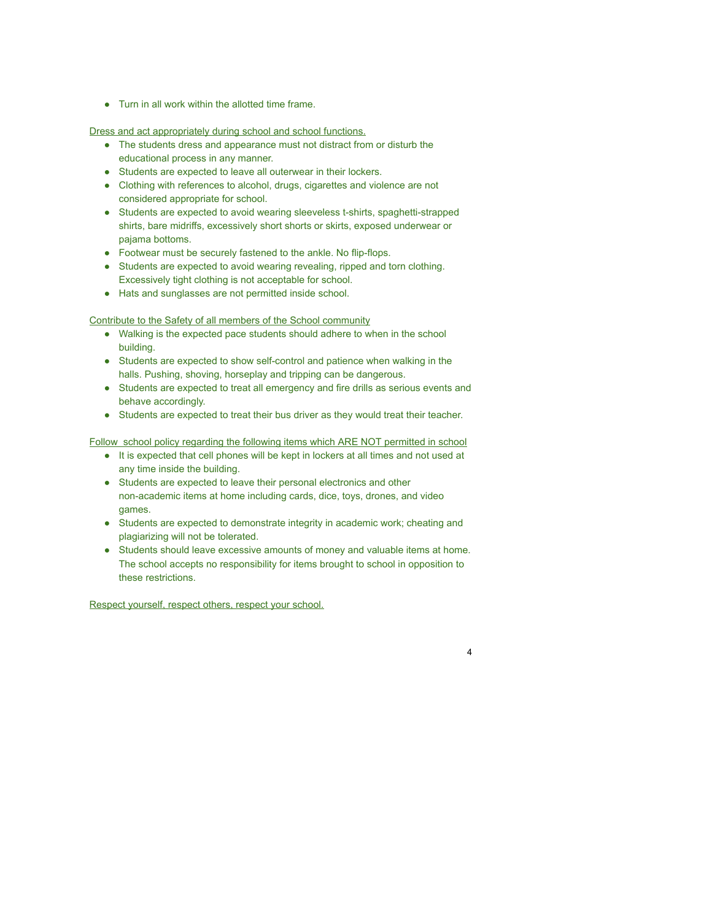- Turn in all work within the allotted time frame.

<u>Dress and act appropriately during school and school functions.</u>

- The students dress and appearance must not distract from or disturb the educational process in any manner.
- Students are expected to leave all outerwear in their lockers.
- Clothing with references to alcohol, drugs, cigarettes and violence are not considered appropriate for school.
- Students are expected to avoid wearing sleeveless t-shirts, spaghetti-strapped shirts, bare midriffs, excessively short shorts or skirts, exposed underwear or pajama bottoms.
- Footwear must be securely fastened to the ankle. No flip-flops.
- Students are expected to avoid wearing revealing, ripped and torn clothing. Excessively tight clothing is not acceptable for school.
- Hats and sunglasses are not permitted inside school.

<u>Contribute to the Safety of all members of the School community</u>

- Walking is the expected pace students should adhere to when in the school building.
- Students are expected to show self-control and patience when walking in the halls. Pushing, shoving, horseplay and tripping can be dangerous.
- Students are expected to treat all emergency and fire drills as serious events and behave accordingly.
- Students are expected to treat their bus driver as they would treat their teacher.

<u>Follow school policy regarding the following items which ARE NOT permitted in school</u>

- It is expected that cell phones will be kept in lockers at all times and not used at any time inside the building.
- Students are expected to leave their personal electronics and other non-academic items at home including cards, dice, toys, drones, and video games.
- Students are expected to demonstrate integrity in academic work; cheating and plagiarizing will not be tolerated.
- Students should leave excessive amounts of money and valuable items at home. The school accepts no responsibility for items brought to school in opposition to these restrictions.

<u>Respect yourself, respect others, respect your school.</u>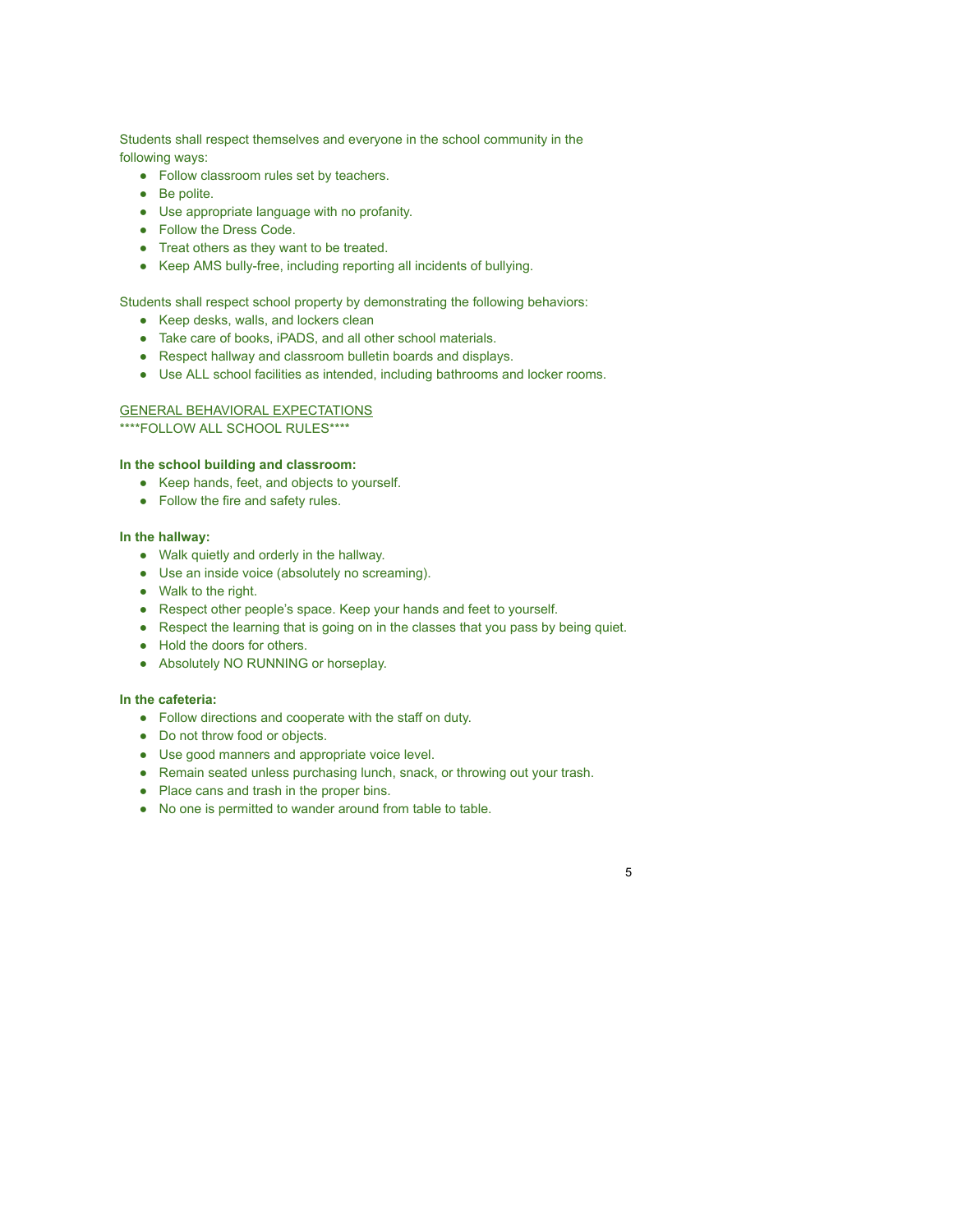Students shall respect themselves and everyone in the school community in the following ways:

- Follow classroom rules set by teachers.
- Be polite.
- Use appropriate language with no profanity.
- Follow the Dress Code.
- Treat others as they want to be treated.
- Keep AMS bully-free, including reporting all incidents of bullying.

Students shall respect school property by demonstrating the following behaviors:

- Keep desks, walls, and lockers clean
- Take care of books, iPADS, and all other school materials.
- Respect hallway and classroom bulletin boards and displays.
- Use ALL school facilities as intended, including bathrooms and locker rooms.

<u>GENERAL BEHAVIORAL EXPECTATIONS</u>

****FOLLOW ALL SCHOOL RULES****

**In the school building and classroom:**

- Keep hands, feet, and objects to yourself.
- Follow the fire and safety rules.

**In the hallway:**

- Walk quietly and orderly in the hallway.
- Use an inside voice (absolutely no screaming).
- Walk to the right.
- Respect other people's space. Keep your hands and feet to yourself.
- Respect the learning that is going on in the classes that you pass by being quiet.
- Hold the doors for others.
- Absolutely NO RUNNING or horseplay.

**In the cafeteria:**

- Follow directions and cooperate with the staff on duty.
- Do not throw food or objects.
- Use good manners and appropriate voice level.
- Remain seated unless purchasing lunch, snack, or throwing out your trash.
- Place cans and trash in the proper bins.
- No one is permitted to wander around from table to table.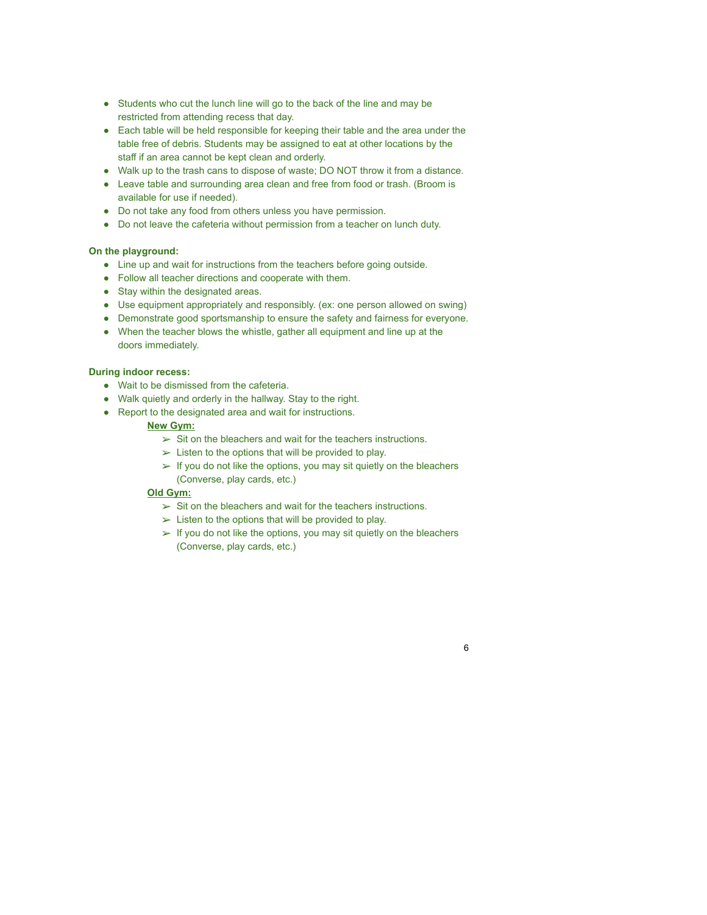- Students who cut the lunch line will go to the back of the line and may be restricted from attending recess that day.
- Each table will be held responsible for keeping their table and the area under the table free of debris. Students may be assigned to eat at other locations by the staff if an area cannot be kept clean and orderly.
- Walk up to the trash cans to dispose of waste; DO NOT throw it from a distance.
- Leave table and surrounding area clean and free from food or trash. (Broom is available for use if needed).
- Do not take any food from others unless you have permission.
- Do not leave the cafeteria without permission from a teacher on lunch duty.

**On the playground:**

- Line up and wait for instructions from the teachers before going outside.
- Follow all teacher directions and cooperate with them.
- Stay within the designated areas.
- Use equipment appropriately and responsibly. (ex: one person allowed on swing)
- Demonstrate good sportsmanship to ensure the safety and fairness for everyone.
- When the teacher blows the whistle, gather all equipment and line up at the doors immediately.

**During indoor recess:**

- Wait to be dismissed from the cafeteria.
- Walk quietly and orderly in the hallway. Stay to the right.
- Report to the designated area and wait for instructions.

  **New Gym:**

  - Sit on the bleachers and wait for the teachers instructions.
  - Listen to the options that will be provided to play.
  - If you do not like the options, you may sit quietly on the bleachers (Converse, play cards, etc.)

  **Old Gym:**

  - Sit on the bleachers and wait for the teachers instructions.
  - Listen to the options that will be provided to play.
  - If you do not like the options, you may sit quietly on the bleachers (Converse, play cards, etc.)